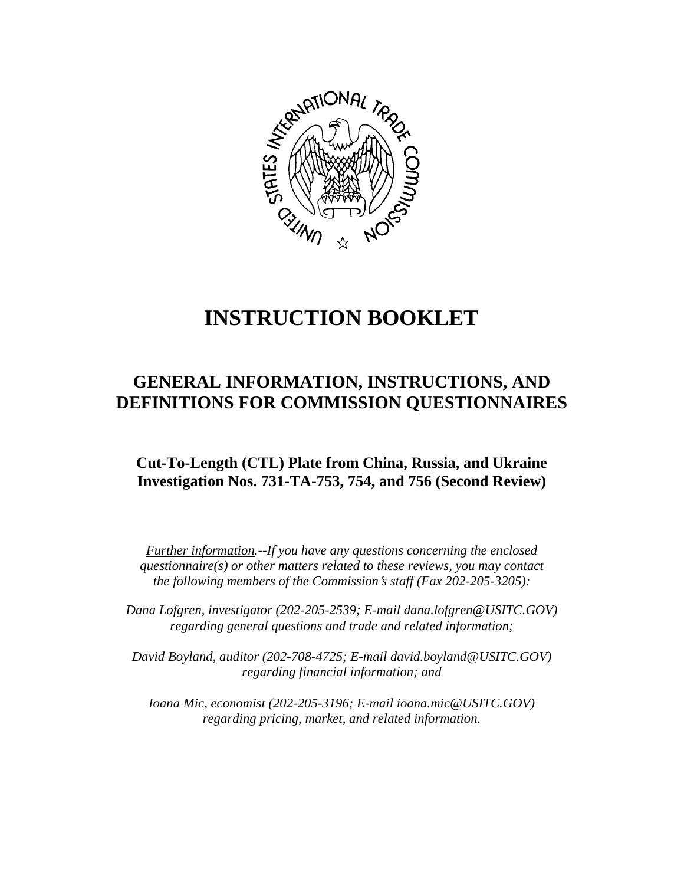# INSTRUCTION BOOKLET

## GENERAL INFORMATION, INSTRUCTIONS, AND DEFINITIONS FOR COMMISSION QUESTIONNAIRES

### Cut-To-Length (CTL) Plate from China, Russia, and Ukraine
### Investigation Nos. 731-TA-753, 754, and 756 (Second Review)

*Further information.--If you have any questions concerning the enclosed questionnaire(s) or other matters related to these reviews, you may contact the following members of the Commission's staff (Fax 202-205-3205):*

*Dana Lofgren, investigator (202-205-2539; E-mail dana.lofgren@USITC.GOV) regarding general questions and trade and related information;*

*David Boyland, auditor (202-708-4725; E-mail david.boyland@USITC.GOV) regarding financial information; and*

*Ioana Mic, economist (202-205-3196; E-mail ioana.mic@USITC.GOV) regarding pricing, market, and related information.*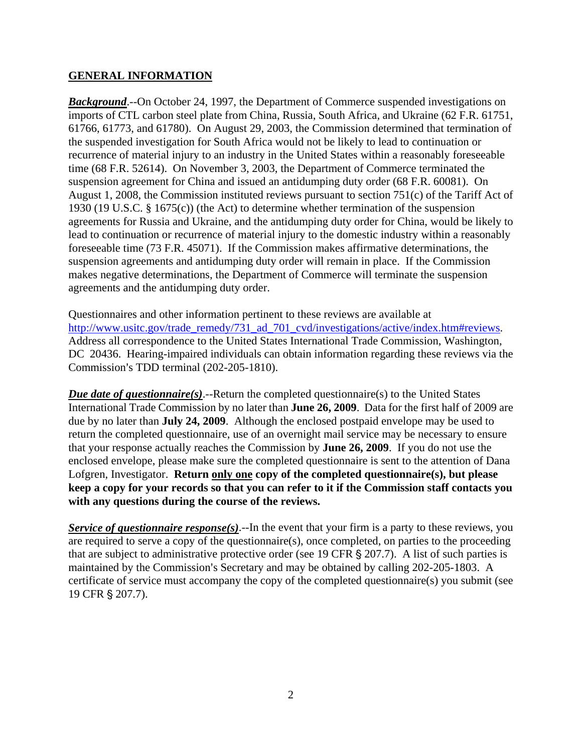## GENERAL INFORMATION

***Background***.--On October 24, 1997, the Department of Commerce suspended investigations on imports of CTL carbon steel plate from China, Russia, South Africa, and Ukraine (62 F.R. 61751, 61766, 61773, and 61780). On August 29, 2003, the Commission determined that termination of the suspended investigation for South Africa would not be likely to lead to continuation or recurrence of material injury to an industry in the United States within a reasonably foreseeable time (68 F.R. 52614). On November 3, 2003, the Department of Commerce terminated the suspension agreement for China and issued an antidumping duty order (68 F.R. 60081). On August 1, 2008, the Commission instituted reviews pursuant to section 751(c) of the Tariff Act of 1930 (19 U.S.C. § 1675(c)) (the Act) to determine whether termination of the suspension agreements for Russia and Ukraine, and the antidumping duty order for China, would be likely to lead to continuation or recurrence of material injury to the domestic industry within a reasonably foreseeable time (73 F.R. 45071). If the Commission makes affirmative determinations, the suspension agreements and antidumping duty order will remain in place. If the Commission makes negative determinations, the Department of Commerce will terminate the suspension agreements and the antidumping duty order.

Questionnaires and other information pertinent to these reviews are available at http://www.usitc.gov/trade_remedy/731_ad_701_cvd/investigations/active/index.htm#reviews. Address all correspondence to the United States International Trade Commission, Washington, DC 20436. Hearing-impaired individuals can obtain information regarding these reviews via the Commission's TDD terminal (202-205-1810).

***Due date of questionnaire(s)***.--Return the completed questionnaire(s) to the United States International Trade Commission by no later than **June 26, 2009**. Data for the first half of 2009 are due by no later than **July 24, 2009**. Although the enclosed postpaid envelope may be used to return the completed questionnaire, use of an overnight mail service may be necessary to ensure that your response actually reaches the Commission by **June 26, 2009**. If you do not use the enclosed envelope, please make sure the completed questionnaire is sent to the attention of Dana Lofgren, Investigator. **Return only one copy of the completed questionnaire(s), but please keep a copy for your records so that you can refer to it if the Commission staff contacts you with any questions during the course of the reviews.**

***Service of questionnaire response(s)***.--In the event that your firm is a party to these reviews, you are required to serve a copy of the questionnaire(s), once completed, on parties to the proceeding that are subject to administrative protective order (see 19 CFR § 207.7). A list of such parties is maintained by the Commission's Secretary and may be obtained by calling 202-205-1803. A certificate of service must accompany the copy of the completed questionnaire(s) you submit (see 19 CFR § 207.7).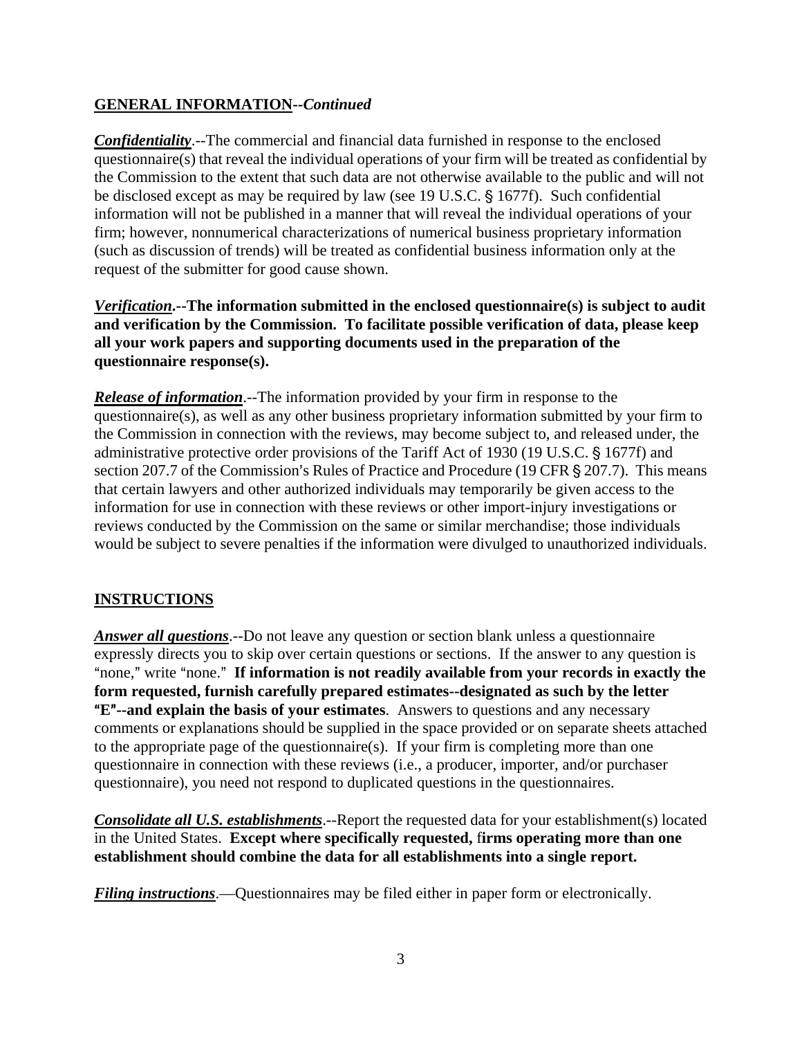**GENERAL INFORMATION--*Continued***

***Confidentiality***.--The commercial and financial data furnished in response to the enclosed questionnaire(s) that reveal the individual operations of your firm will be treated as confidential by the Commission to the extent that such data are not otherwise available to the public and will not be disclosed except as may be required by law (see 19 U.S.C. § 1677f). Such confidential information will not be published in a manner that will reveal the individual operations of your firm; however, nonnumerical characterizations of numerical business proprietary information (such as discussion of trends) will be treated as confidential business information only at the request of the submitter for good cause shown.

***Verification*.--The information submitted in the enclosed questionnaire(s) is subject to audit and verification by the Commission. To facilitate possible verification of data, please keep all your work papers and supporting documents used in the preparation of the questionnaire response(s).**

***Release of information***.--The information provided by your firm in response to the questionnaire(s), as well as any other business proprietary information submitted by your firm to the Commission in connection with the reviews, may become subject to, and released under, the administrative protective order provisions of the Tariff Act of 1930 (19 U.S.C. § 1677f) and section 207.7 of the Commission's Rules of Practice and Procedure (19 CFR § 207.7). This means that certain lawyers and other authorized individuals may temporarily be given access to the information for use in connection with these reviews or other import-injury investigations or reviews conducted by the Commission on the same or similar merchandise; those individuals would be subject to severe penalties if the information were divulged to unauthorized individuals.

**INSTRUCTIONS**

***Answer all questions***.--Do not leave any question or section blank unless a questionnaire expressly directs you to skip over certain questions or sections. If the answer to any question is "none," write "none." **If information is not readily available from your records in exactly the form requested, furnish carefully prepared estimates--designated as such by the letter "E"--and explain the basis of your estimates**. Answers to questions and any necessary comments or explanations should be supplied in the space provided or on separate sheets attached to the appropriate page of the questionnaire(s). If your firm is completing more than one questionnaire in connection with these reviews (i.e., a producer, importer, and/or purchaser questionnaire), you need not respond to duplicated questions in the questionnaires.

***Consolidate all U.S. establishments***.--Report the requested data for your establishment(s) located in the United States. **Except where specifically requested, firms operating more than one establishment should combine the data for all establishments into a single report.**

***Filing instructions***.—Questionnaires may be filed either in paper form or electronically.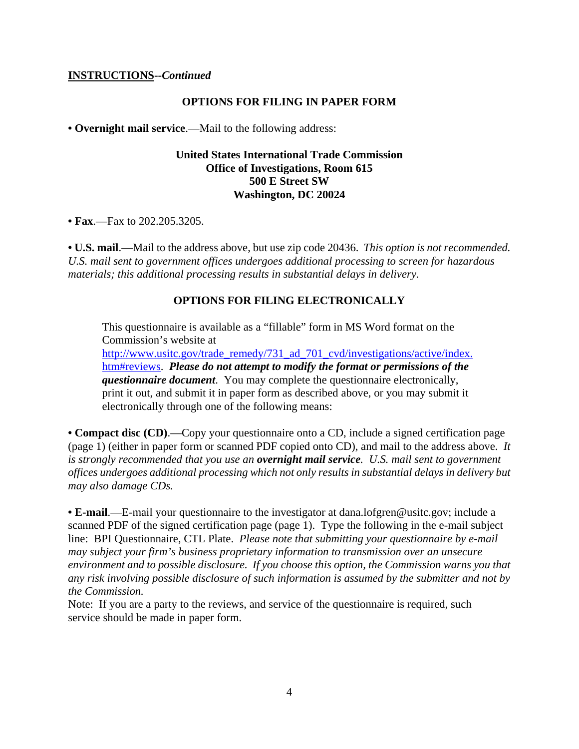**INSTRUCTIONS**--*Continued*

## OPTIONS FOR FILING IN PAPER FORM

• **Overnight mail service**.—Mail to the following address:

**United States International Trade Commission**
**Office of Investigations, Room 615**
**500 E Street SW**
**Washington, DC 20024**

• **Fax**.—Fax to 202.205.3205.

• **U.S. mail**.—Mail to the address above, but use zip code 20436. *This option is not recommended. U.S. mail sent to government offices undergoes additional processing to screen for hazardous materials; this additional processing results in substantial delays in delivery.*

## OPTIONS FOR FILING ELECTRONICALLY

This questionnaire is available as a "fillable" form in MS Word format on the Commission's website at [http://www.usitc.gov/trade_remedy/731_ad_701_cvd/investigations/active/index.htm#reviews](http://www.usitc.gov/trade_remedy/731_ad_701_cvd/investigations/active/index.htm#reviews). ***Please do not attempt to modify the format or permissions of the questionnaire document***. You may complete the questionnaire electronically, print it out, and submit it in paper form as described above, or you may submit it electronically through one of the following means:

• **Compact disc (CD)**.—Copy your questionnaire onto a CD, include a signed certification page (page 1) (either in paper form or scanned PDF copied onto CD), and mail to the address above. *It is strongly recommended that you use an* ***overnight mail service****. U.S. mail sent to government offices undergoes additional processing which not only results in substantial delays in delivery but may also damage CDs.*

• **E-mail**.—E-mail your questionnaire to the investigator at dana.lofgren@usitc.gov; include a scanned PDF of the signed certification page (page 1). Type the following in the e-mail subject line: BPI Questionnaire, CTL Plate. *Please note that submitting your questionnaire by e-mail may subject your firm's business proprietary information to transmission over an unsecure environment and to possible disclosure. If you choose this option, the Commission warns you that any risk involving possible disclosure of such information is assumed by the submitter and not by the Commission.*
Note: If you are a party to the reviews, and service of the questionnaire is required, such service should be made in paper form.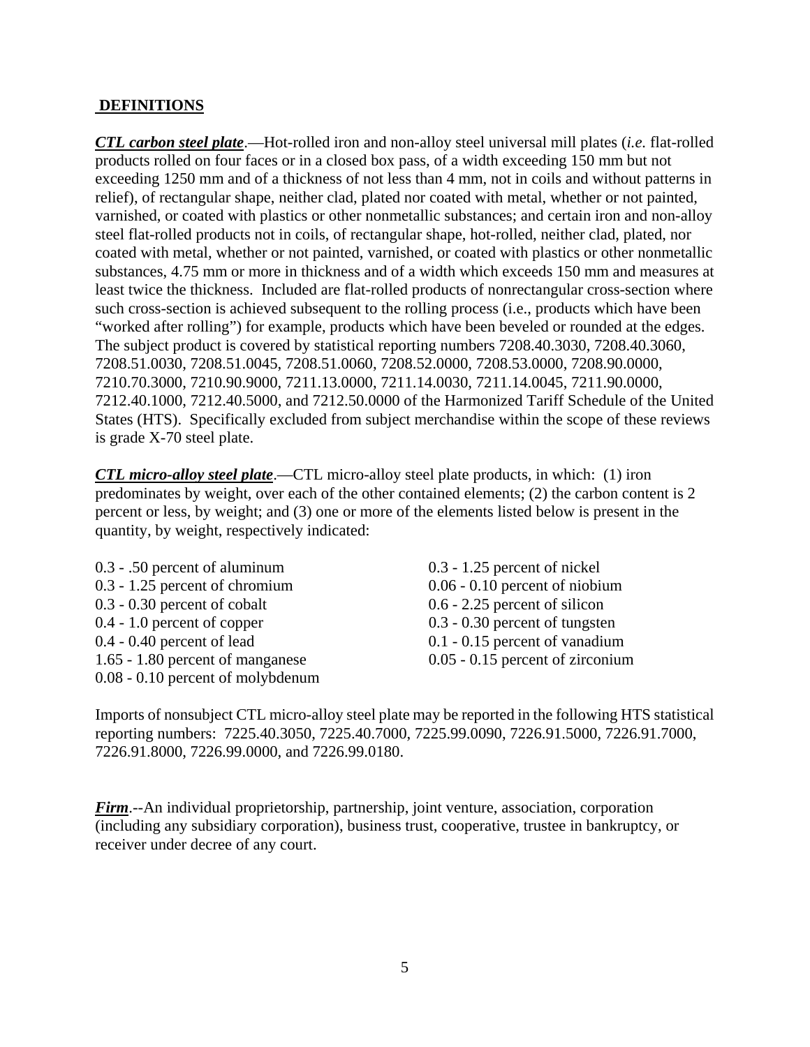## DEFINITIONS

***CTL carbon steel plate***.—Hot-rolled iron and non-alloy steel universal mill plates (*i.e.* flat-rolled products rolled on four faces or in a closed box pass, of a width exceeding 150 mm but not exceeding 1250 mm and of a thickness of not less than 4 mm, not in coils and without patterns in relief), of rectangular shape, neither clad, plated nor coated with metal, whether or not painted, varnished, or coated with plastics or other nonmetallic substances; and certain iron and non-alloy steel flat-rolled products not in coils, of rectangular shape, hot-rolled, neither clad, plated, nor coated with metal, whether or not painted, varnished, or coated with plastics or other nonmetallic substances, 4.75 mm or more in thickness and of a width which exceeds 150 mm and measures at least twice the thickness. Included are flat-rolled products of nonrectangular cross-section where such cross-section is achieved subsequent to the rolling process (i.e., products which have been "worked after rolling") for example, products which have been beveled or rounded at the edges. The subject product is covered by statistical reporting numbers 7208.40.3030, 7208.40.3060, 7208.51.0030, 7208.51.0045, 7208.51.0060, 7208.52.0000, 7208.53.0000, 7208.90.0000, 7210.70.3000, 7210.90.9000, 7211.13.0000, 7211.14.0030, 7211.14.0045, 7211.90.0000, 7212.40.1000, 7212.40.5000, and 7212.50.0000 of the Harmonized Tariff Schedule of the United States (HTS). Specifically excluded from subject merchandise within the scope of these reviews is grade X-70 steel plate.

***CTL micro-alloy steel plate***.—CTL micro-alloy steel plate products, in which: (1) iron predominates by weight, over each of the other contained elements; (2) the carbon content is 2 percent or less, by weight; and (3) one or more of the elements listed below is present in the quantity, by weight, respectively indicated:

- 0.3 - .50 percent of aluminum
- 0.3 - 1.25 percent of chromium
- 0.3 - 0.30 percent of cobalt
- 0.4 - 1.0 percent of copper
- 0.4 - 0.40 percent of lead
- 1.65 - 1.80 percent of manganese
- 0.08 - 0.10 percent of molybdenum
- 0.3 - 1.25 percent of nickel
- 0.06 - 0.10 percent of niobium
- 0.6 - 2.25 percent of silicon
- 0.3 - 0.30 percent of tungsten
- 0.1 - 0.15 percent of vanadium
- 0.05 - 0.15 percent of zirconium

Imports of nonsubject CTL micro-alloy steel plate may be reported in the following HTS statistical reporting numbers: 7225.40.3050, 7225.40.7000, 7225.99.0090, 7226.91.5000, 7226.91.7000, 7226.91.8000, 7226.99.0000, and 7226.99.0180.

***Firm***.--An individual proprietorship, partnership, joint venture, association, corporation (including any subsidiary corporation), business trust, cooperative, trustee in bankruptcy, or receiver under decree of any court.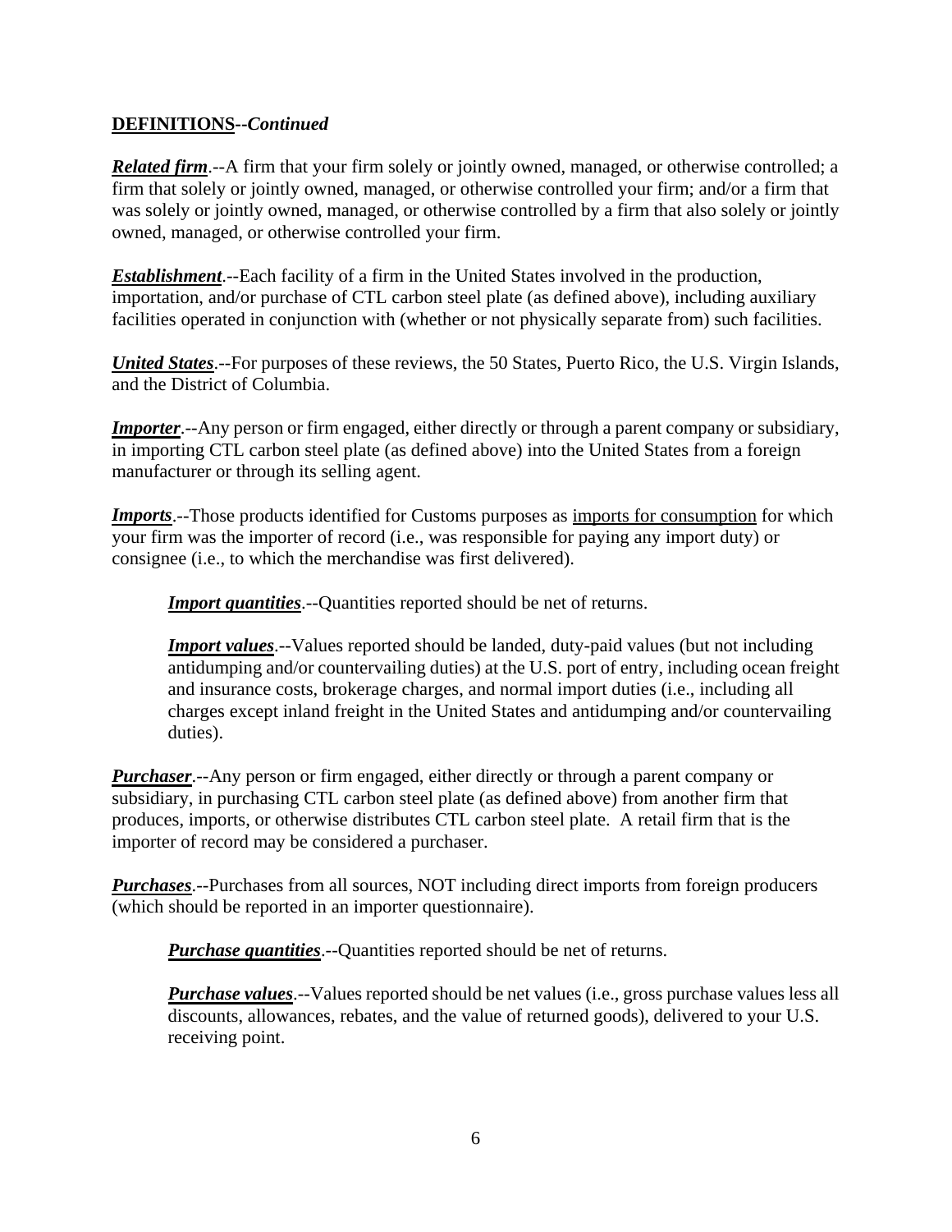**DEFINITIONS--*Continued***

***Related firm***.--A firm that your firm solely or jointly owned, managed, or otherwise controlled; a firm that solely or jointly owned, managed, or otherwise controlled your firm; and/or a firm that was solely or jointly owned, managed, or otherwise controlled by a firm that also solely or jointly owned, managed, or otherwise controlled your firm.

***Establishment***.--Each facility of a firm in the United States involved in the production, importation, and/or purchase of CTL carbon steel plate (as defined above), including auxiliary facilities operated in conjunction with (whether or not physically separate from) such facilities.

***United States***.--For purposes of these reviews, the 50 States, Puerto Rico, the U.S. Virgin Islands, and the District of Columbia.

***Importer***.--Any person or firm engaged, either directly or through a parent company or subsidiary, in importing CTL carbon steel plate (as defined above) into the United States from a foreign manufacturer or through its selling agent.

***Imports***.--Those products identified for Customs purposes as imports for consumption for which your firm was the importer of record (i.e., was responsible for paying any import duty) or consignee (i.e., to which the merchandise was first delivered).

> ***Import quantities***.--Quantities reported should be net of returns.
>
> ***Import values***.--Values reported should be landed, duty-paid values (but not including antidumping and/or countervailing duties) at the U.S. port of entry, including ocean freight and insurance costs, brokerage charges, and normal import duties (i.e., including all charges except inland freight in the United States and antidumping and/or countervailing duties).

***Purchaser***.--Any person or firm engaged, either directly or through a parent company or subsidiary, in purchasing CTL carbon steel plate (as defined above) from another firm that produces, imports, or otherwise distributes CTL carbon steel plate. A retail firm that is the importer of record may be considered a purchaser.

***Purchases***.--Purchases from all sources, NOT including direct imports from foreign producers (which should be reported in an importer questionnaire).

> ***Purchase quantities***.--Quantities reported should be net of returns.
>
> ***Purchase values***.--Values reported should be net values (i.e., gross purchase values less all discounts, allowances, rebates, and the value of returned goods), delivered to your U.S. receiving point.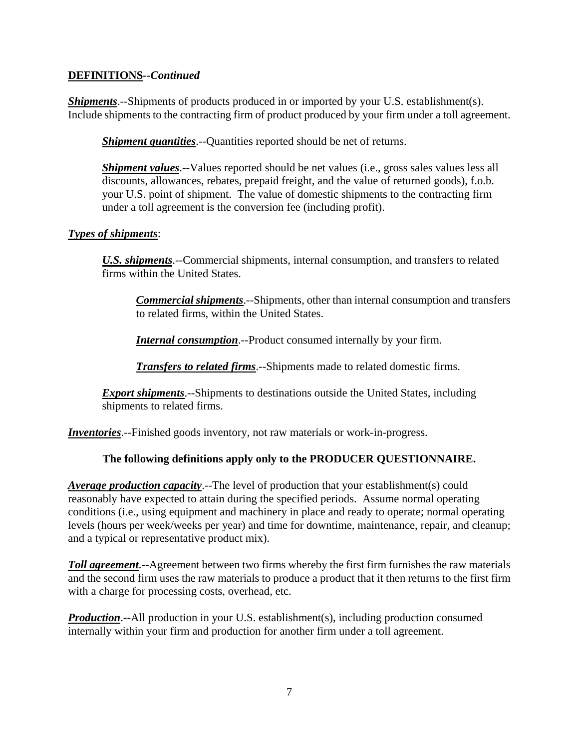**DEFINITIONS--*Continued***

***Shipments***.--Shipments of products produced in or imported by your U.S. establishment(s). Include shipments to the contracting firm of product produced by your firm under a toll agreement.

> ***Shipment quantities***.--Quantities reported should be net of returns.
>
> ***Shipment values***.--Values reported should be net values (i.e., gross sales values less all discounts, allowances, rebates, prepaid freight, and the value of returned goods), f.o.b. your U.S. point of shipment. The value of domestic shipments to the contracting firm under a toll agreement is the conversion fee (including profit).

***Types of shipments***:

> ***U.S. shipments***.--Commercial shipments, internal consumption, and transfers to related firms within the United States.
>
> > ***Commercial shipments***.--Shipments, other than internal consumption and transfers to related firms, within the United States.
> >
> > ***Internal consumption***.--Product consumed internally by your firm.
> >
> > ***Transfers to related firms***.--Shipments made to related domestic firms.
>
> ***Export shipments***.--Shipments to destinations outside the United States, including shipments to related firms.

***Inventories***.--Finished goods inventory, not raw materials or work-in-progress.

**The following definitions apply only to the PRODUCER QUESTIONNAIRE.**

***Average production capacity***.--The level of production that your establishment(s) could reasonably have expected to attain during the specified periods. Assume normal operating conditions (i.e., using equipment and machinery in place and ready to operate; normal operating levels (hours per week/weeks per year) and time for downtime, maintenance, repair, and cleanup; and a typical or representative product mix).

***Toll agreement***.--Agreement between two firms whereby the first firm furnishes the raw materials and the second firm uses the raw materials to produce a product that it then returns to the first firm with a charge for processing costs, overhead, etc.

***Production***.--All production in your U.S. establishment(s), including production consumed internally within your firm and production for another firm under a toll agreement.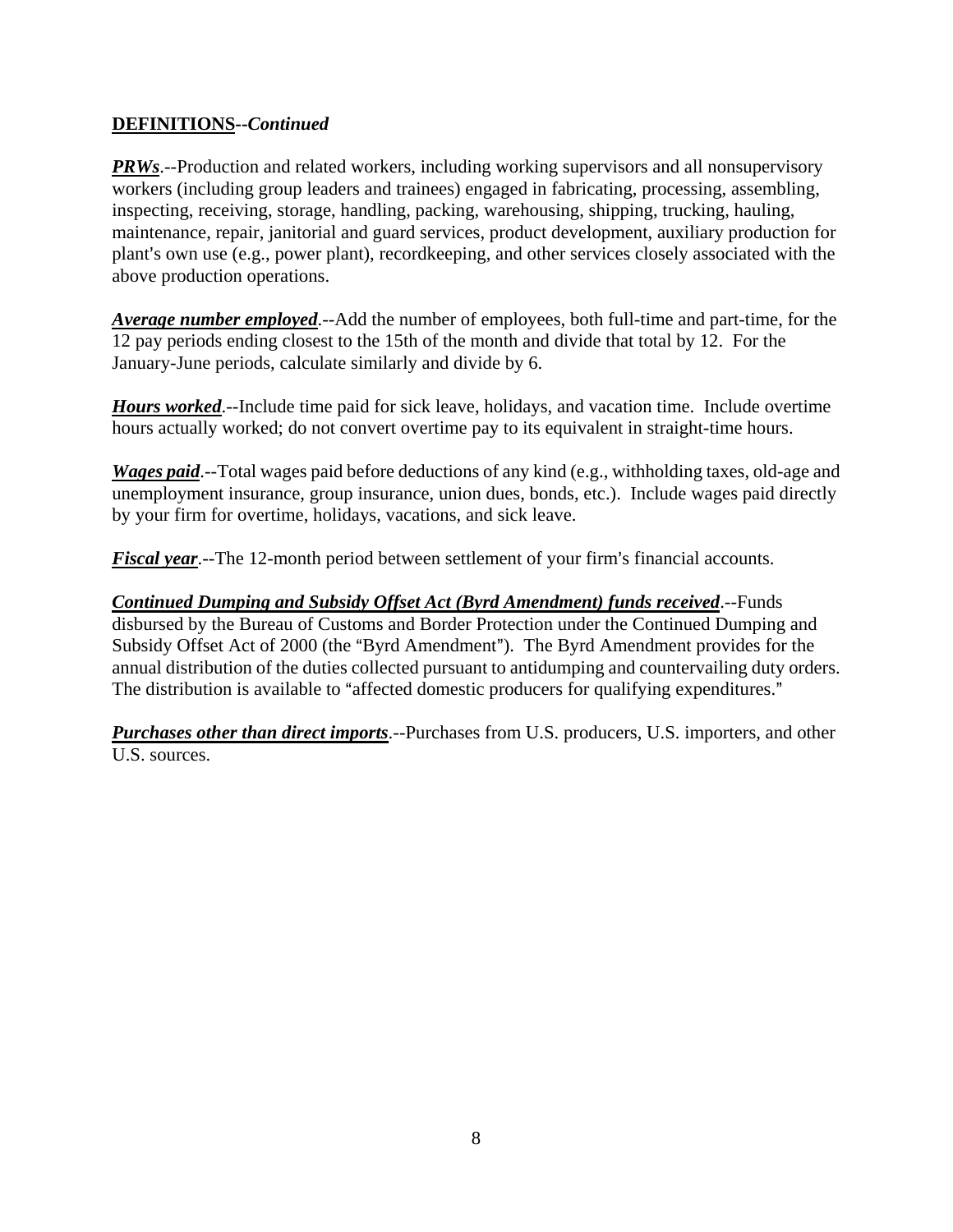**DEFINITIONS--*Continued***

***PRWs***.--Production and related workers, including working supervisors and all nonsupervisory workers (including group leaders and trainees) engaged in fabricating, processing, assembling, inspecting, receiving, storage, handling, packing, warehousing, shipping, trucking, hauling, maintenance, repair, janitorial and guard services, product development, auxiliary production for plant's own use (e.g., power plant), recordkeeping, and other services closely associated with the above production operations.

***Average number employed***.--Add the number of employees, both full-time and part-time, for the 12 pay periods ending closest to the 15th of the month and divide that total by 12. For the January-June periods, calculate similarly and divide by 6.

***Hours worked***.--Include time paid for sick leave, holidays, and vacation time. Include overtime hours actually worked; do not convert overtime pay to its equivalent in straight-time hours.

***Wages paid***.--Total wages paid before deductions of any kind (e.g., withholding taxes, old-age and unemployment insurance, group insurance, union dues, bonds, etc.). Include wages paid directly by your firm for overtime, holidays, vacations, and sick leave.

***Fiscal year***.--The 12-month period between settlement of your firm's financial accounts.

***Continued Dumping and Subsidy Offset Act (Byrd Amendment) funds received***.--Funds disbursed by the Bureau of Customs and Border Protection under the Continued Dumping and Subsidy Offset Act of 2000 (the "Byrd Amendment"). The Byrd Amendment provides for the annual distribution of the duties collected pursuant to antidumping and countervailing duty orders. The distribution is available to "affected domestic producers for qualifying expenditures."

***Purchases other than direct imports***.--Purchases from U.S. producers, U.S. importers, and other U.S. sources.